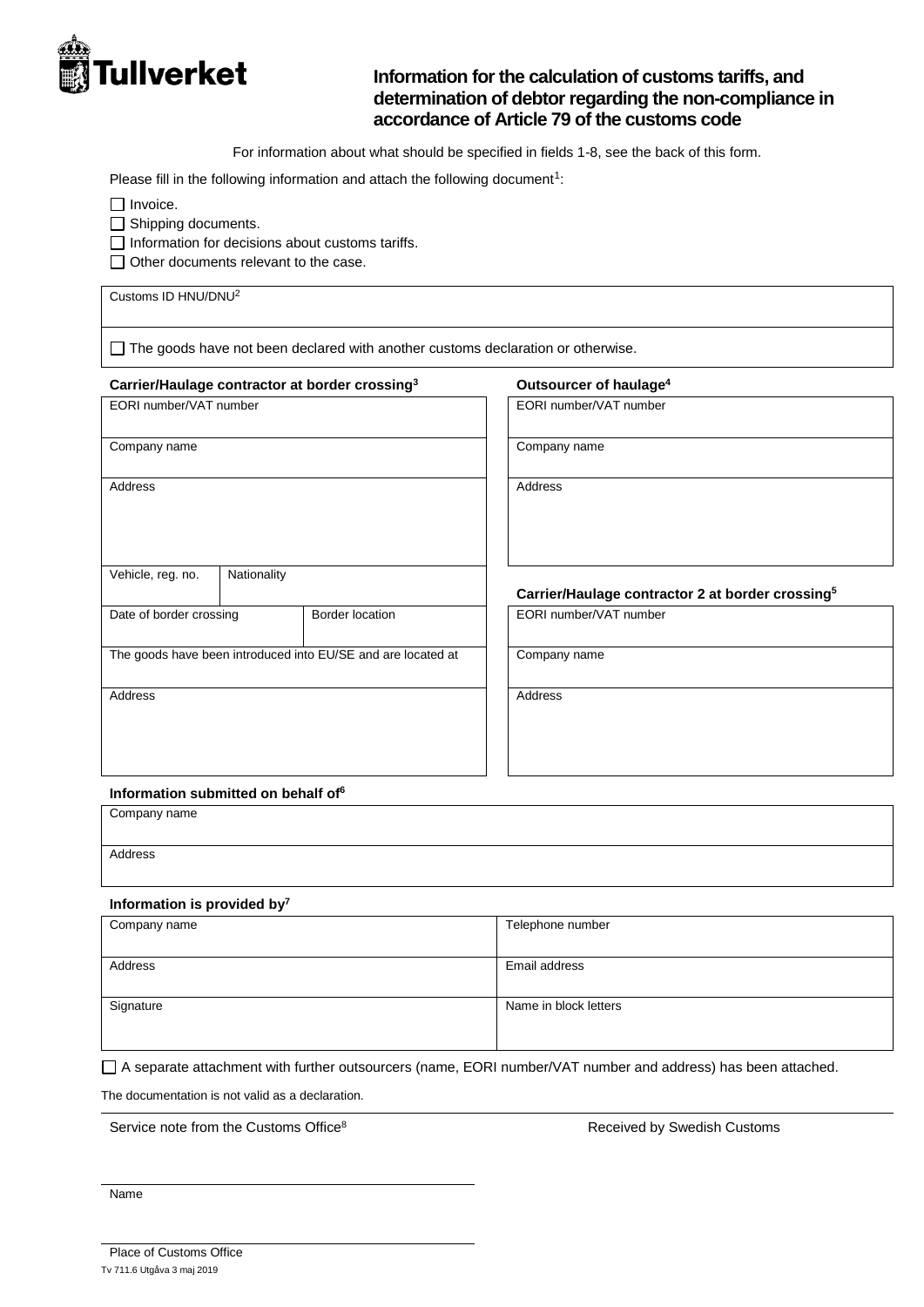Tullverket

# Information for the calculation of customs tariffs, and determination of debtor regarding the non-compliance in accordance of Article 79 of the customs code

For information about what should be specified in fields 1-8, see the back of this form.

Please fill in the following information and attach the following document[1]:

- ☐ Invoice.
- ☐ Shipping documents.
- ☐ Information for decisions about customs tariffs.
- ☐ Other documents relevant to the case.

| Customs ID HNU/DNU[2] |
|---|
| ☐ The goods have not been declared with another customs declaration or otherwise. |

**Carrier/Haulage contractor at border crossing[3]**

| EORI number/VAT number | | |
|---|---|---|
| Company name | | |
| Address | | |
| Vehicle, reg. no. | Nationality | |
| Date of border crossing | | Border location |
| The goods have been introduced into EU/SE and are located at | | |
| Address | | |

**Outsourcer of haulage[4]**

| EORI number/VAT number |
|---|
| Company name |
| Address |

**Carrier/Haulage contractor 2 at border crossing[5]**

| EORI number/VAT number |
|---|
| Company name |
| Address |

**Information submitted on behalf of[6]**

| Company name |
|---|
| Address |

**Information is provided by[7]**

| Company name | Telephone number |
|---|---|
| Address | Email address |
| Signature | Name in block letters |

☐ A separate attachment with further outsourcers (name, EORI number/VAT number and address) has been attached.

The documentation is not valid as a declaration.

Service note from the Customs Office[8]

Received by Swedish Customs

Name

Place of Customs Office

Tv 711.6 Utgåva 3 maj 2019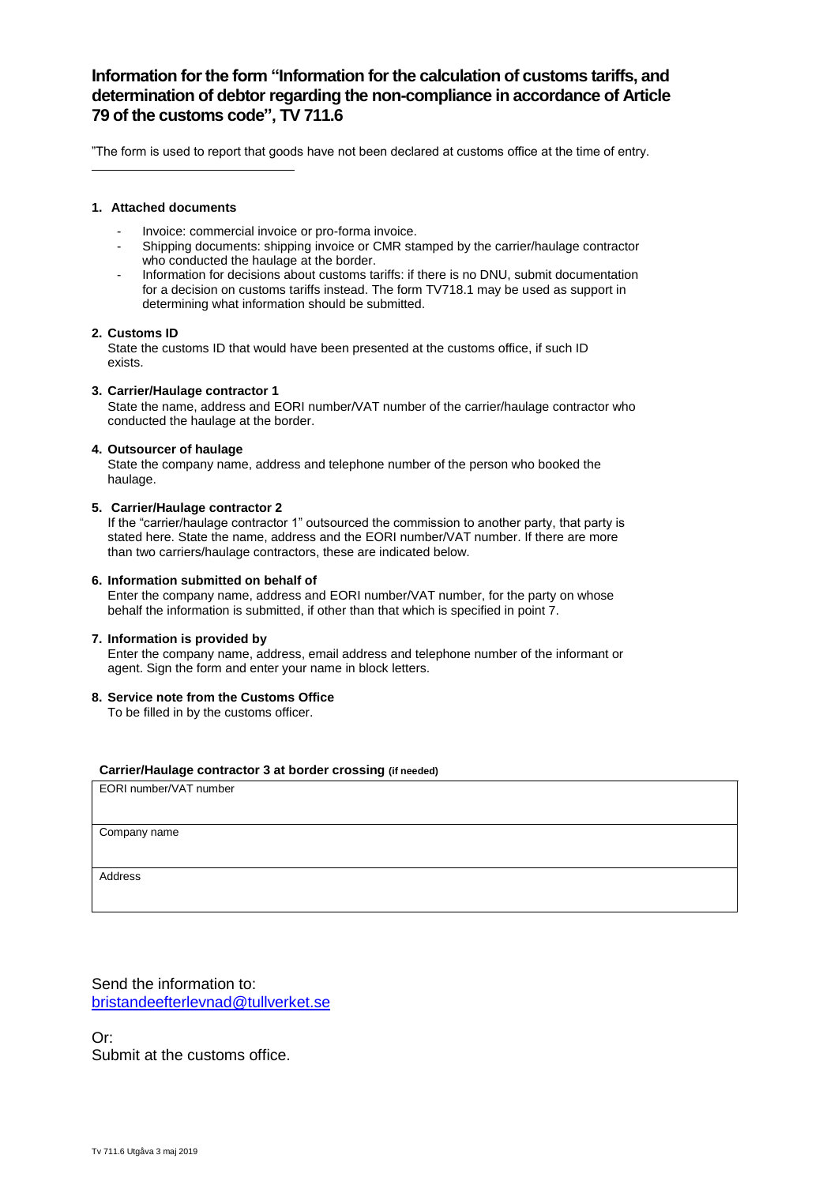# Information for the form "Information for the calculation of customs tariffs, and determination of debtor regarding the non-compliance in accordance of Article 79 of the customs code", TV 711.6

"The form is used to report that goods have not been declared at customs office at the time of entry.

---

**1. Attached documents**

- Invoice: commercial invoice or pro-forma invoice.
- Shipping documents: shipping invoice or CMR stamped by the carrier/haulage contractor who conducted the haulage at the border.
- Information for decisions about customs tariffs: if there is no DNU, submit documentation for a decision on customs tariffs instead. The form TV718.1 may be used as support in determining what information should be submitted.

**2. Customs ID**

State the customs ID that would have been presented at the customs office, if such ID exists.

**3. Carrier/Haulage contractor 1**

State the name, address and EORI number/VAT number of the carrier/haulage contractor who conducted the haulage at the border.

**4. Outsourcer of haulage**

State the company name, address and telephone number of the person who booked the haulage.

**5. Carrier/Haulage contractor 2**

If the "carrier/haulage contractor 1" outsourced the commission to another party, that party is stated here. State the name, address and the EORI number/VAT number. If there are more than two carriers/haulage contractors, these are indicated below.

**6. Information submitted on behalf of**

Enter the company name, address and EORI number/VAT number, for the party on whose behalf the information is submitted, if other than that which is specified in point 7.

**7. Information is provided by**

Enter the company name, address, email address and telephone number of the informant or agent. Sign the form and enter your name in block letters.

**8. Service note from the Customs Office**

To be filled in by the customs officer.

**Carrier/Haulage contractor 3 at border crossing (if needed)**

| |
|---|
| EORI number/VAT number |
| Company name |
| Address |

Send the information to:
bristandeefterlevnad@tullverket.se

Or:
Submit at the customs office.

Tv 711.6 Utgåva 3 maj 2019